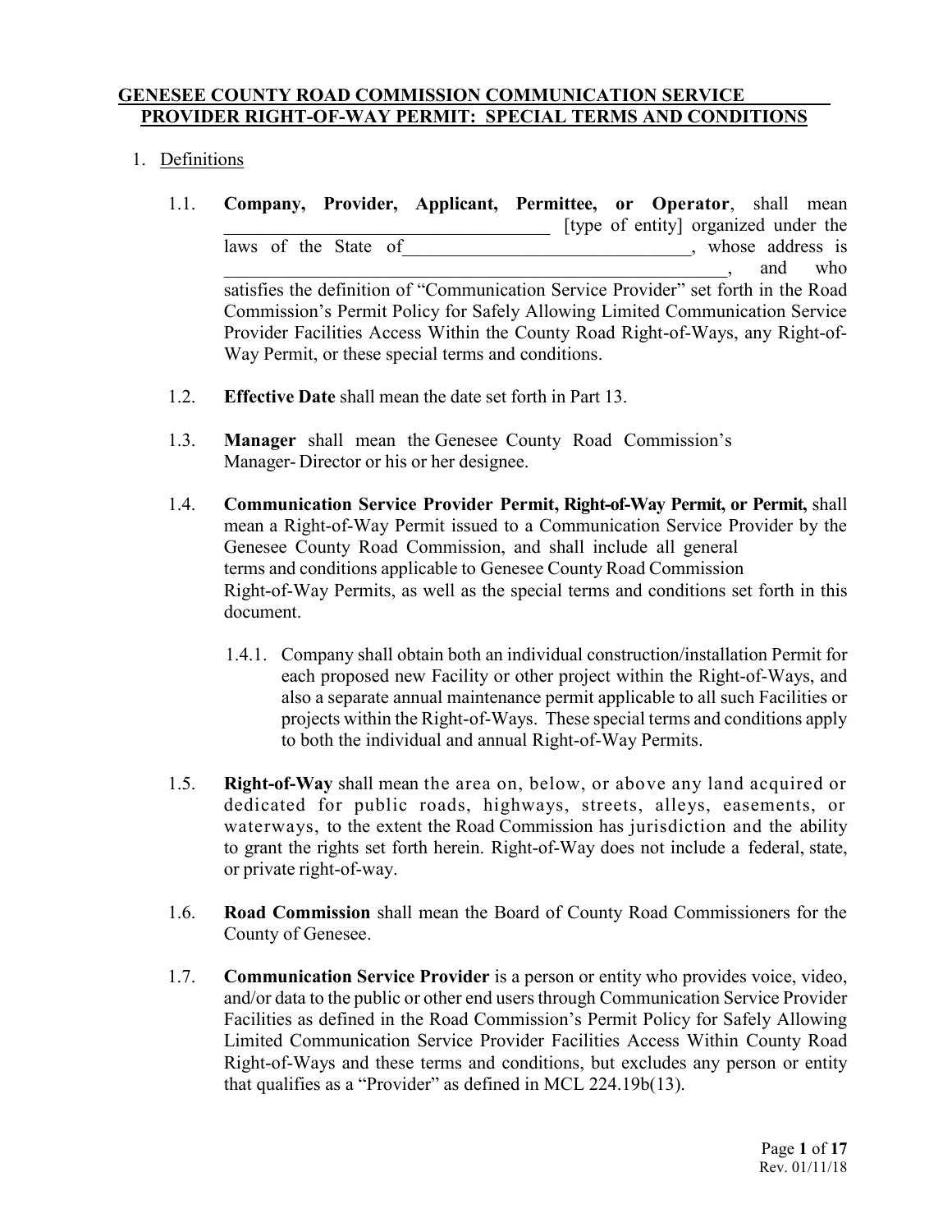# GENESEE COUNTY ROAD COMMISSION COMMUNICATION SERVICE PROVIDER RIGHT-OF-WAY PERMIT: SPECIAL TERMS AND CONDITIONS

1. Definitions

1.1. **Company, Provider, Applicant, Permittee, or Operator**, shall mean ___________________________________ [type of entity] organized under the laws of the State of________________________________, whose address is ________________________________________________________, and who satisfies the definition of "Communication Service Provider" set forth in the Road Commission's Permit Policy for Safely Allowing Limited Communication Service Provider Facilities Access Within the County Road Right-of-Ways, any Right-of-Way Permit, or these special terms and conditions.

1.2. **Effective Date** shall mean the date set forth in Part 13.

1.3. **Manager** shall mean the Genesee County Road Commission's Manager- Director or his or her designee.

1.4. **Communication Service Provider Permit, Right-of-Way Permit, or Permit,** shall mean a Right-of-Way Permit issued to a Communication Service Provider by the Genesee County Road Commission, and shall include all general terms and conditions applicable to Genesee County Road Commission Right-of-Way Permits, as well as the special terms and conditions set forth in this document.

1.4.1. Company shall obtain both an individual construction/installation Permit for each proposed new Facility or other project within the Right-of-Ways, and also a separate annual maintenance permit applicable to all such Facilities or projects within the Right-of-Ways. These special terms and conditions apply to both the individual and annual Right-of-Way Permits.

1.5. **Right-of-Way** shall mean the area on, below, or above any land acquired or dedicated for public roads, highways, streets, alleys, easements, or waterways, to the extent the Road Commission has jurisdiction and the ability to grant the rights set forth herein. Right-of-Way does not include a federal, state, or private right-of-way.

1.6. **Road Commission** shall mean the Board of County Road Commissioners for the County of Genesee.

1.7. **Communication Service Provider** is a person or entity who provides voice, video, and/or data to the public or other end users through Communication Service Provider Facilities as defined in the Road Commission's Permit Policy for Safely Allowing Limited Communication Service Provider Facilities Access Within County Road Right-of-Ways and these terms and conditions, but excludes any person or entity that qualifies as a "Provider" as defined in MCL 224.19b(13).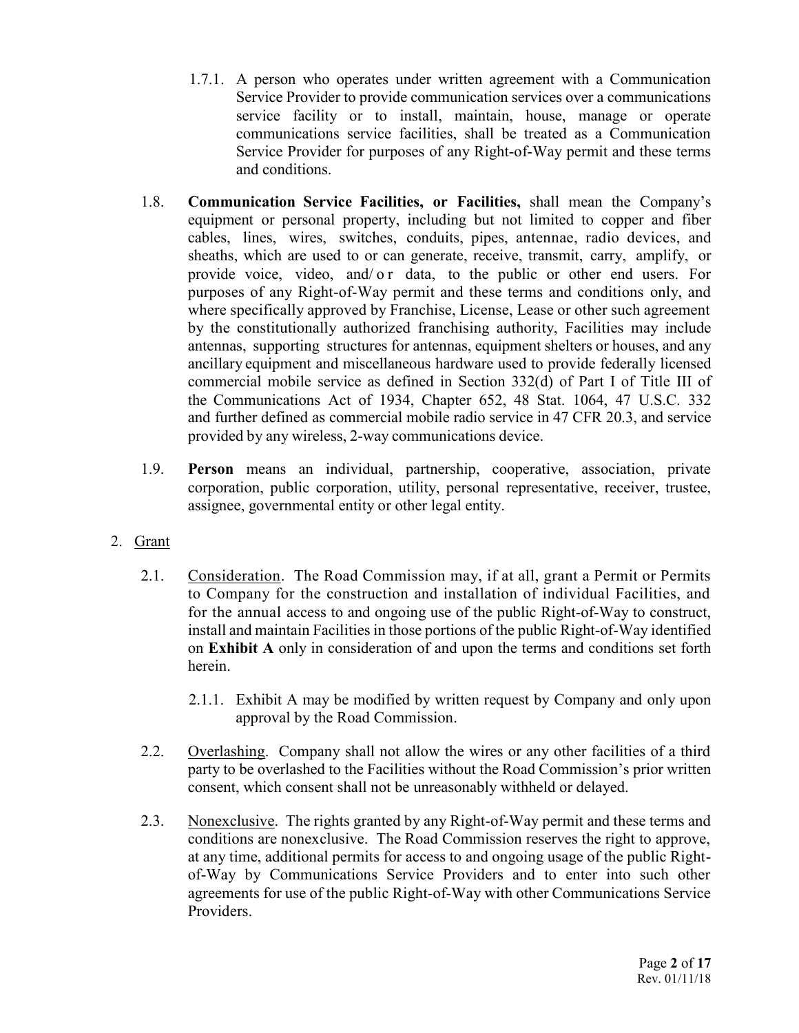1.7.1. A person who operates under written agreement with a Communication Service Provider to provide communication services over a communications service facility or to install, maintain, house, manage or operate communications service facilities, shall be treated as a Communication Service Provider for purposes of any Right-of-Way permit and these terms and conditions.

1.8. **Communication Service Facilities, or Facilities,** shall mean the Company's equipment or personal property, including but not limited to copper and fiber cables, lines, wires, switches, conduits, pipes, antennae, radio devices, and sheaths, which are used to or can generate, receive, transmit, carry, amplify, or provide voice, video, and/or data, to the public or other end users. For purposes of any Right-of-Way permit and these terms and conditions only, and where specifically approved by Franchise, License, Lease or other such agreement by the constitutionally authorized franchising authority, Facilities may include antennas, supporting structures for antennas, equipment shelters or houses, and any ancillary equipment and miscellaneous hardware used to provide federally licensed commercial mobile service as defined in Section 332(d) of Part I of Title III of the Communications Act of 1934, Chapter 652, 48 Stat. 1064, 47 U.S.C. 332 and further defined as commercial mobile radio service in 47 CFR 20.3, and service provided by any wireless, 2-way communications device.

1.9. **Person** means an individual, partnership, cooperative, association, private corporation, public corporation, utility, personal representative, receiver, trustee, assignee, governmental entity or other legal entity.

2. Grant

2.1. Consideration. The Road Commission may, if at all, grant a Permit or Permits to Company for the construction and installation of individual Facilities, and for the annual access to and ongoing use of the public Right-of-Way to construct, install and maintain Facilities in those portions of the public Right-of-Way identified on **Exhibit A** only in consideration of and upon the terms and conditions set forth herein.

2.1.1. Exhibit A may be modified by written request by Company and only upon approval by the Road Commission.

2.2. Overlashing. Company shall not allow the wires or any other facilities of a third party to be overlashed to the Facilities without the Road Commission's prior written consent, which consent shall not be unreasonably withheld or delayed.

2.3. Nonexclusive. The rights granted by any Right-of-Way permit and these terms and conditions are nonexclusive. The Road Commission reserves the right to approve, at any time, additional permits for access to and ongoing usage of the public Right-of-Way by Communications Service Providers and to enter into such other agreements for use of the public Right-of-Way with other Communications Service Providers.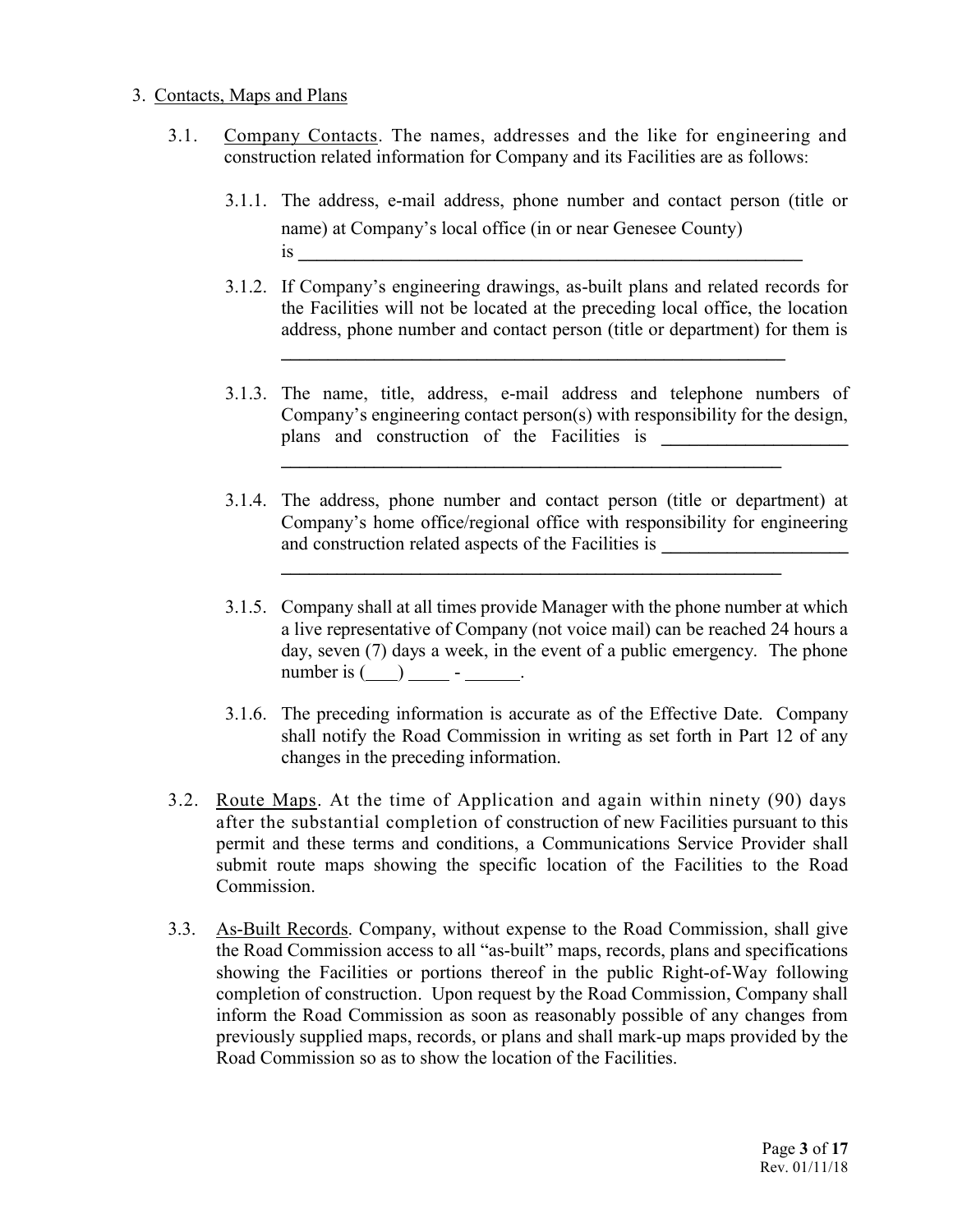3. Contacts, Maps and Plans

3.1. Company Contacts. The names, addresses and the like for engineering and construction related information for Company and its Facilities are as follows:

3.1.1. The address, e-mail address, phone number and contact person (title or name) at Company's local office (in or near Genesee County) is ______________________________________________________

3.1.2. If Company's engineering drawings, as-built plans and related records for the Facilities will not be located at the preceding local office, the location address, phone number and contact person (title or department) for them is ______________________________________________________

3.1.3. The name, title, address, e-mail address and telephone numbers of Company's engineering contact person(s) with responsibility for the design, plans and construction of the Facilities is ____________________ ______________________________________________________

3.1.4. The address, phone number and contact person (title or department) at Company's home office/regional office with responsibility for engineering and construction related aspects of the Facilities is ____________________ ______________________________________________________

3.1.5. Company shall at all times provide Manager with the phone number at which a live representative of Company (not voice mail) can be reached 24 hours a day, seven (7) days a week, in the event of a public emergency. The phone number is (___) _____ - ______.

3.1.6. The preceding information is accurate as of the Effective Date. Company shall notify the Road Commission in writing as set forth in Part 12 of any changes in the preceding information.

3.2. Route Maps. At the time of Application and again within ninety (90) days after the substantial completion of construction of new Facilities pursuant to this permit and these terms and conditions, a Communications Service Provider shall submit route maps showing the specific location of the Facilities to the Road Commission.

3.3. As-Built Records. Company, without expense to the Road Commission, shall give the Road Commission access to all "as-built" maps, records, plans and specifications showing the Facilities or portions thereof in the public Right-of-Way following completion of construction. Upon request by the Road Commission, Company shall inform the Road Commission as soon as reasonably possible of any changes from previously supplied maps, records, or plans and shall mark-up maps provided by the Road Commission so as to show the location of the Facilities.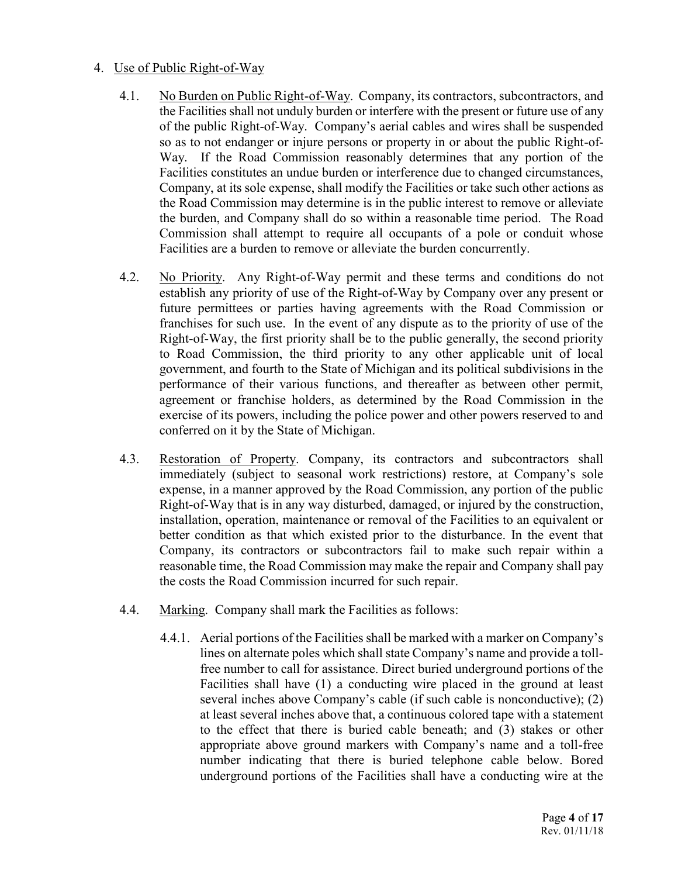4. Use of Public Right-of-Way

   4.1. No Burden on Public Right-of-Way. Company, its contractors, subcontractors, and the Facilities shall not unduly burden or interfere with the present or future use of any of the public Right-of-Way. Company's aerial cables and wires shall be suspended so as to not endanger or injure persons or property in or about the public Right-of-Way. If the Road Commission reasonably determines that any portion of the Facilities constitutes an undue burden or interference due to changed circumstances, Company, at its sole expense, shall modify the Facilities or take such other actions as the Road Commission may determine is in the public interest to remove or alleviate the burden, and Company shall do so within a reasonable time period. The Road Commission shall attempt to require all occupants of a pole or conduit whose Facilities are a burden to remove or alleviate the burden concurrently.

   4.2. No Priority. Any Right-of-Way permit and these terms and conditions do not establish any priority of use of the Right-of-Way by Company over any present or future permittees or parties having agreements with the Road Commission or franchises for such use. In the event of any dispute as to the priority of use of the Right-of-Way, the first priority shall be to the public generally, the second priority to Road Commission, the third priority to any other applicable unit of local government, and fourth to the State of Michigan and its political subdivisions in the performance of their various functions, and thereafter as between other permit, agreement or franchise holders, as determined by the Road Commission in the exercise of its powers, including the police power and other powers reserved to and conferred on it by the State of Michigan.

   4.3. Restoration of Property. Company, its contractors and subcontractors shall immediately (subject to seasonal work restrictions) restore, at Company's sole expense, in a manner approved by the Road Commission, any portion of the public Right-of-Way that is in any way disturbed, damaged, or injured by the construction, installation, operation, maintenance or removal of the Facilities to an equivalent or better condition as that which existed prior to the disturbance. In the event that Company, its contractors or subcontractors fail to make such repair within a reasonable time, the Road Commission may make the repair and Company shall pay the costs the Road Commission incurred for such repair.

   4.4. Marking. Company shall mark the Facilities as follows:

      4.4.1. Aerial portions of the Facilities shall be marked with a marker on Company's lines on alternate poles which shall state Company's name and provide a toll-free number to call for assistance. Direct buried underground portions of the Facilities shall have (1) a conducting wire placed in the ground at least several inches above Company's cable (if such cable is nonconductive); (2) at least several inches above that, a continuous colored tape with a statement to the effect that there is buried cable beneath; and (3) stakes or other appropriate above ground markers with Company's name and a toll-free number indicating that there is buried telephone cable below. Bored underground portions of the Facilities shall have a conducting wire at the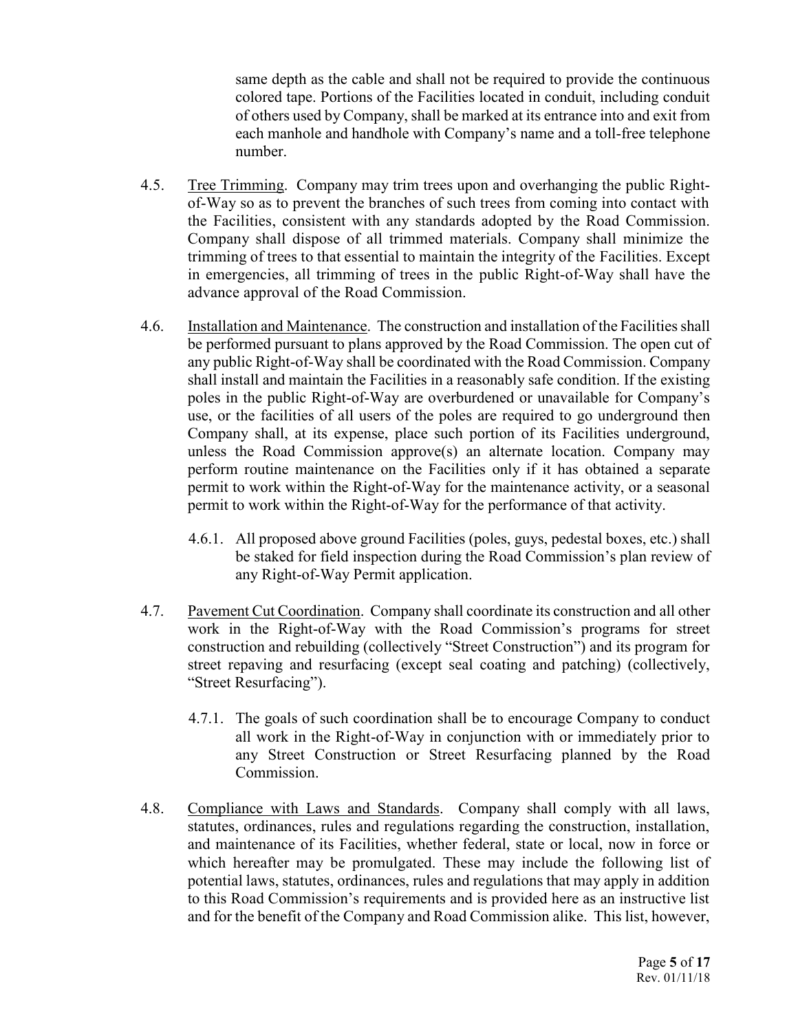same depth as the cable and shall not be required to provide the continuous colored tape. Portions of the Facilities located in conduit, including conduit of others used by Company, shall be marked at its entrance into and exit from each manhole and handhole with Company's name and a toll-free telephone number.

4.5. Tree Trimming. Company may trim trees upon and overhanging the public Right-of-Way so as to prevent the branches of such trees from coming into contact with the Facilities, consistent with any standards adopted by the Road Commission. Company shall dispose of all trimmed materials. Company shall minimize the trimming of trees to that essential to maintain the integrity of the Facilities. Except in emergencies, all trimming of trees in the public Right-of-Way shall have the advance approval of the Road Commission.

4.6. Installation and Maintenance. The construction and installation of the Facilities shall be performed pursuant to plans approved by the Road Commission. The open cut of any public Right-of-Way shall be coordinated with the Road Commission. Company shall install and maintain the Facilities in a reasonably safe condition. If the existing poles in the public Right-of-Way are overburdened or unavailable for Company's use, or the facilities of all users of the poles are required to go underground then Company shall, at its expense, place such portion of its Facilities underground, unless the Road Commission approve(s) an alternate location. Company may perform routine maintenance on the Facilities only if it has obtained a separate permit to work within the Right-of-Way for the maintenance activity, or a seasonal permit to work within the Right-of-Way for the performance of that activity.

4.6.1. All proposed above ground Facilities (poles, guys, pedestal boxes, etc.) shall be staked for field inspection during the Road Commission's plan review of any Right-of-Way Permit application.

4.7. Pavement Cut Coordination. Company shall coordinate its construction and all other work in the Right-of-Way with the Road Commission's programs for street construction and rebuilding (collectively "Street Construction") and its program for street repaving and resurfacing (except seal coating and patching) (collectively, "Street Resurfacing").

4.7.1. The goals of such coordination shall be to encourage Company to conduct all work in the Right-of-Way in conjunction with or immediately prior to any Street Construction or Street Resurfacing planned by the Road Commission.

4.8. Compliance with Laws and Standards. Company shall comply with all laws, statutes, ordinances, rules and regulations regarding the construction, installation, and maintenance of its Facilities, whether federal, state or local, now in force or which hereafter may be promulgated. These may include the following list of potential laws, statutes, ordinances, rules and regulations that may apply in addition to this Road Commission's requirements and is provided here as an instructive list and for the benefit of the Company and Road Commission alike. This list, however,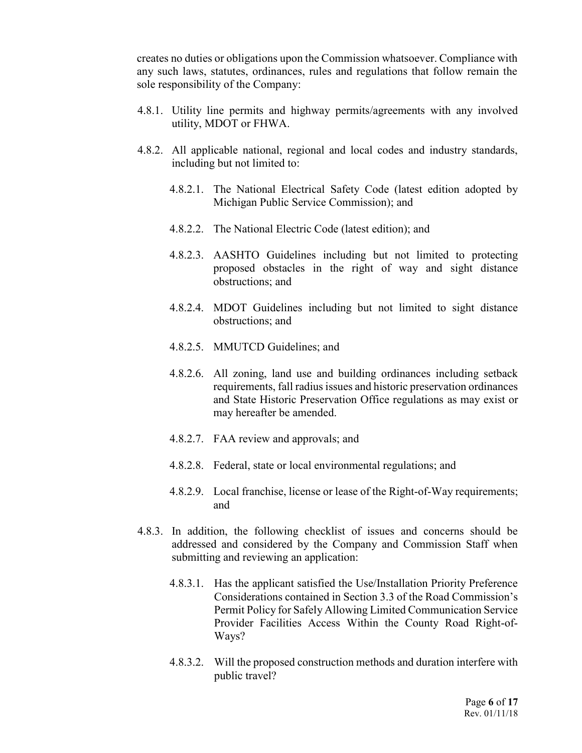creates no duties or obligations upon the Commission whatsoever. Compliance with any such laws, statutes, ordinances, rules and regulations that follow remain the sole responsibility of the Company:

4.8.1. Utility line permits and highway permits/agreements with any involved utility, MDOT or FHWA.

4.8.2. All applicable national, regional and local codes and industry standards, including but not limited to:

4.8.2.1. The National Electrical Safety Code (latest edition adopted by Michigan Public Service Commission); and

4.8.2.2. The National Electric Code (latest edition); and

4.8.2.3. AASHTO Guidelines including but not limited to protecting proposed obstacles in the right of way and sight distance obstructions; and

4.8.2.4. MDOT Guidelines including but not limited to sight distance obstructions; and

4.8.2.5. MMUTCD Guidelines; and

4.8.2.6. All zoning, land use and building ordinances including setback requirements, fall radius issues and historic preservation ordinances and State Historic Preservation Office regulations as may exist or may hereafter be amended.

4.8.2.7. FAA review and approvals; and

4.8.2.8. Federal, state or local environmental regulations; and

4.8.2.9. Local franchise, license or lease of the Right-of-Way requirements; and

4.8.3. In addition, the following checklist of issues and concerns should be addressed and considered by the Company and Commission Staff when submitting and reviewing an application:

4.8.3.1. Has the applicant satisfied the Use/Installation Priority Preference Considerations contained in Section 3.3 of the Road Commission's Permit Policy for Safely Allowing Limited Communication Service Provider Facilities Access Within the County Road Right-of-Ways?

4.8.3.2. Will the proposed construction methods and duration interfere with public travel?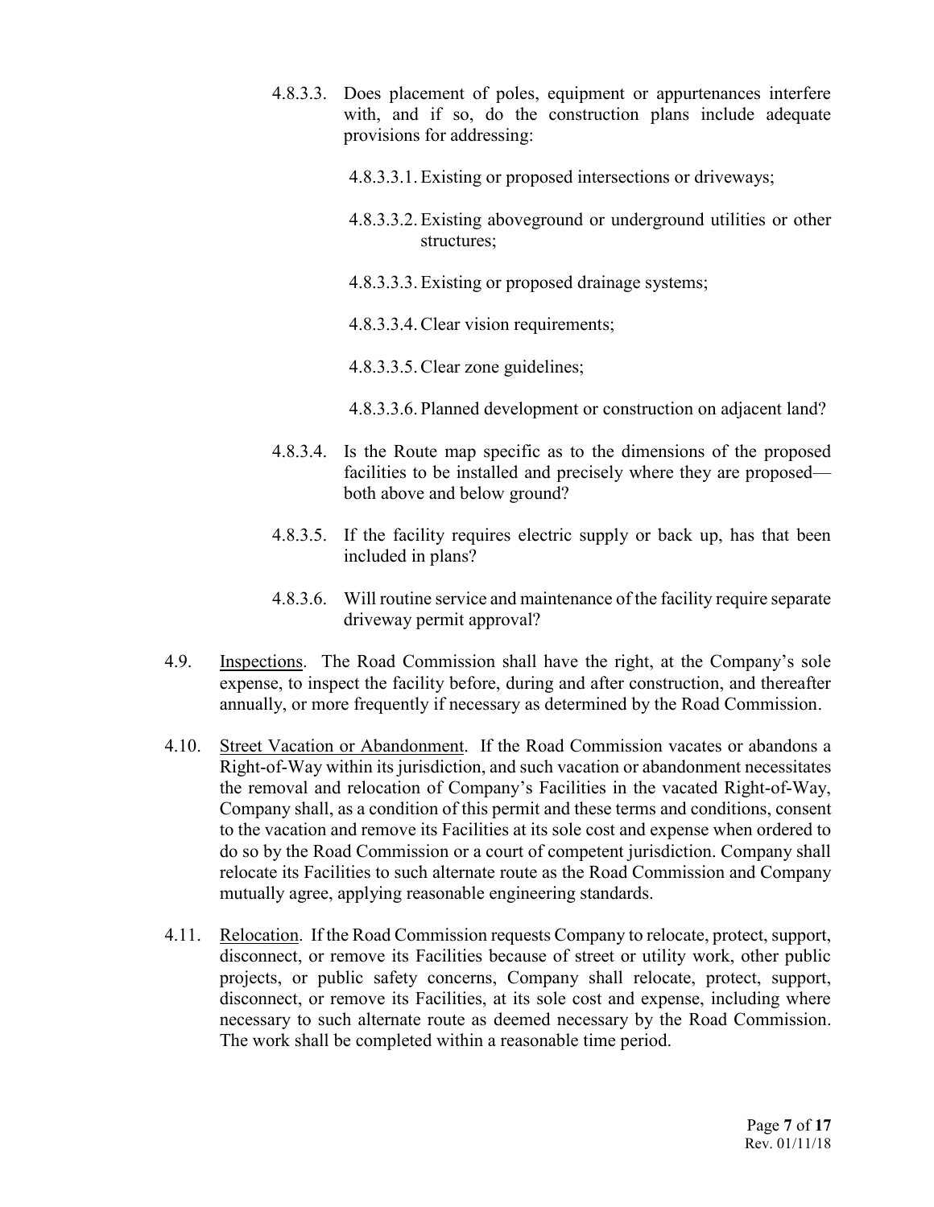4.8.3.3. Does placement of poles, equipment or appurtenances interfere with, and if so, do the construction plans include adequate provisions for addressing:

4.8.3.3.1. Existing or proposed intersections or driveways;

4.8.3.3.2. Existing aboveground or underground utilities or other structures;

4.8.3.3.3. Existing or proposed drainage systems;

4.8.3.3.4. Clear vision requirements;

4.8.3.3.5. Clear zone guidelines;

4.8.3.3.6. Planned development or construction on adjacent land?

4.8.3.4. Is the Route map specific as to the dimensions of the proposed facilities to be installed and precisely where they are proposed—both above and below ground?

4.8.3.5. If the facility requires electric supply or back up, has that been included in plans?

4.8.3.6. Will routine service and maintenance of the facility require separate driveway permit approval?

4.9. Inspections. The Road Commission shall have the right, at the Company's sole expense, to inspect the facility before, during and after construction, and thereafter annually, or more frequently if necessary as determined by the Road Commission.

4.10. Street Vacation or Abandonment. If the Road Commission vacates or abandons a Right-of-Way within its jurisdiction, and such vacation or abandonment necessitates the removal and relocation of Company's Facilities in the vacated Right-of-Way, Company shall, as a condition of this permit and these terms and conditions, consent to the vacation and remove its Facilities at its sole cost and expense when ordered to do so by the Road Commission or a court of competent jurisdiction. Company shall relocate its Facilities to such alternate route as the Road Commission and Company mutually agree, applying reasonable engineering standards.

4.11. Relocation. If the Road Commission requests Company to relocate, protect, support, disconnect, or remove its Facilities because of street or utility work, other public projects, or public safety concerns, Company shall relocate, protect, support, disconnect, or remove its Facilities, at its sole cost and expense, including where necessary to such alternate route as deemed necessary by the Road Commission. The work shall be completed within a reasonable time period.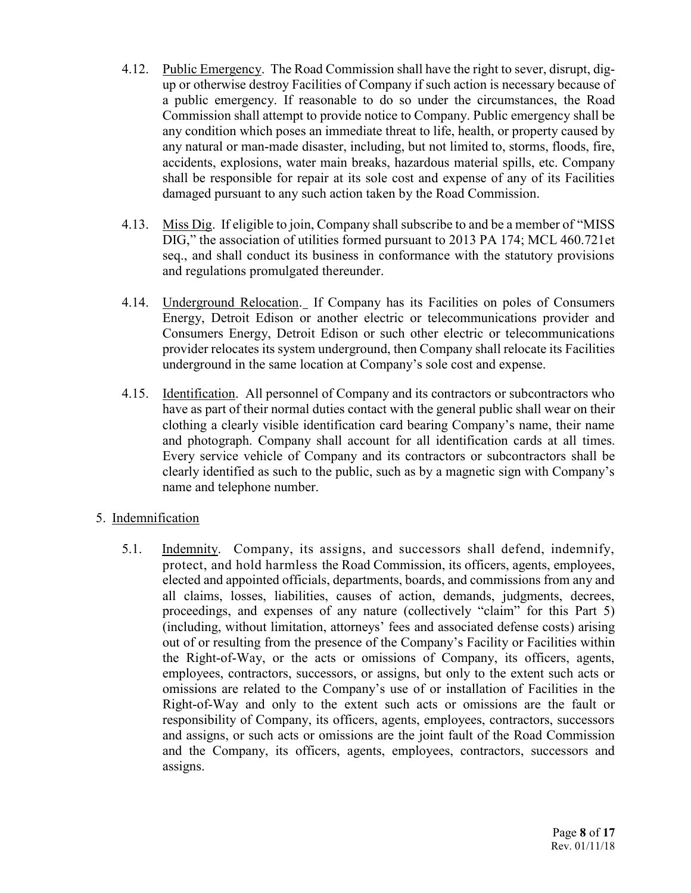4.12. Public Emergency. The Road Commission shall have the right to sever, disrupt, dig-up or otherwise destroy Facilities of Company if such action is necessary because of a public emergency. If reasonable to do so under the circumstances, the Road Commission shall attempt to provide notice to Company. Public emergency shall be any condition which poses an immediate threat to life, health, or property caused by any natural or man-made disaster, including, but not limited to, storms, floods, fire, accidents, explosions, water main breaks, hazardous material spills, etc. Company shall be responsible for repair at its sole cost and expense of any of its Facilities damaged pursuant to any such action taken by the Road Commission.

4.13. Miss Dig. If eligible to join, Company shall subscribe to and be a member of "MISS DIG," the association of utilities formed pursuant to 2013 PA 174; MCL 460.721et seq., and shall conduct its business in conformance with the statutory provisions and regulations promulgated thereunder.

4.14. Underground Relocation. If Company has its Facilities on poles of Consumers Energy, Detroit Edison or another electric or telecommunications provider and Consumers Energy, Detroit Edison or such other electric or telecommunications provider relocates its system underground, then Company shall relocate its Facilities underground in the same location at Company's sole cost and expense.

4.15. Identification. All personnel of Company and its contractors or subcontractors who have as part of their normal duties contact with the general public shall wear on their clothing a clearly visible identification card bearing Company's name, their name and photograph. Company shall account for all identification cards at all times. Every service vehicle of Company and its contractors or subcontractors shall be clearly identified as such to the public, such as by a magnetic sign with Company's name and telephone number.

5. Indemnification

5.1. Indemnity. Company, its assigns, and successors shall defend, indemnify, protect, and hold harmless the Road Commission, its officers, agents, employees, elected and appointed officials, departments, boards, and commissions from any and all claims, losses, liabilities, causes of action, demands, judgments, decrees, proceedings, and expenses of any nature (collectively "claim" for this Part 5) (including, without limitation, attorneys' fees and associated defense costs) arising out of or resulting from the presence of the Company's Facility or Facilities within the Right-of-Way, or the acts or omissions of Company, its officers, agents, employees, contractors, successors, or assigns, but only to the extent such acts or omissions are related to the Company's use of or installation of Facilities in the Right-of-Way and only to the extent such acts or omissions are the fault or responsibility of Company, its officers, agents, employees, contractors, successors and assigns, or such acts or omissions are the joint fault of the Road Commission and the Company, its officers, agents, employees, contractors, successors and assigns.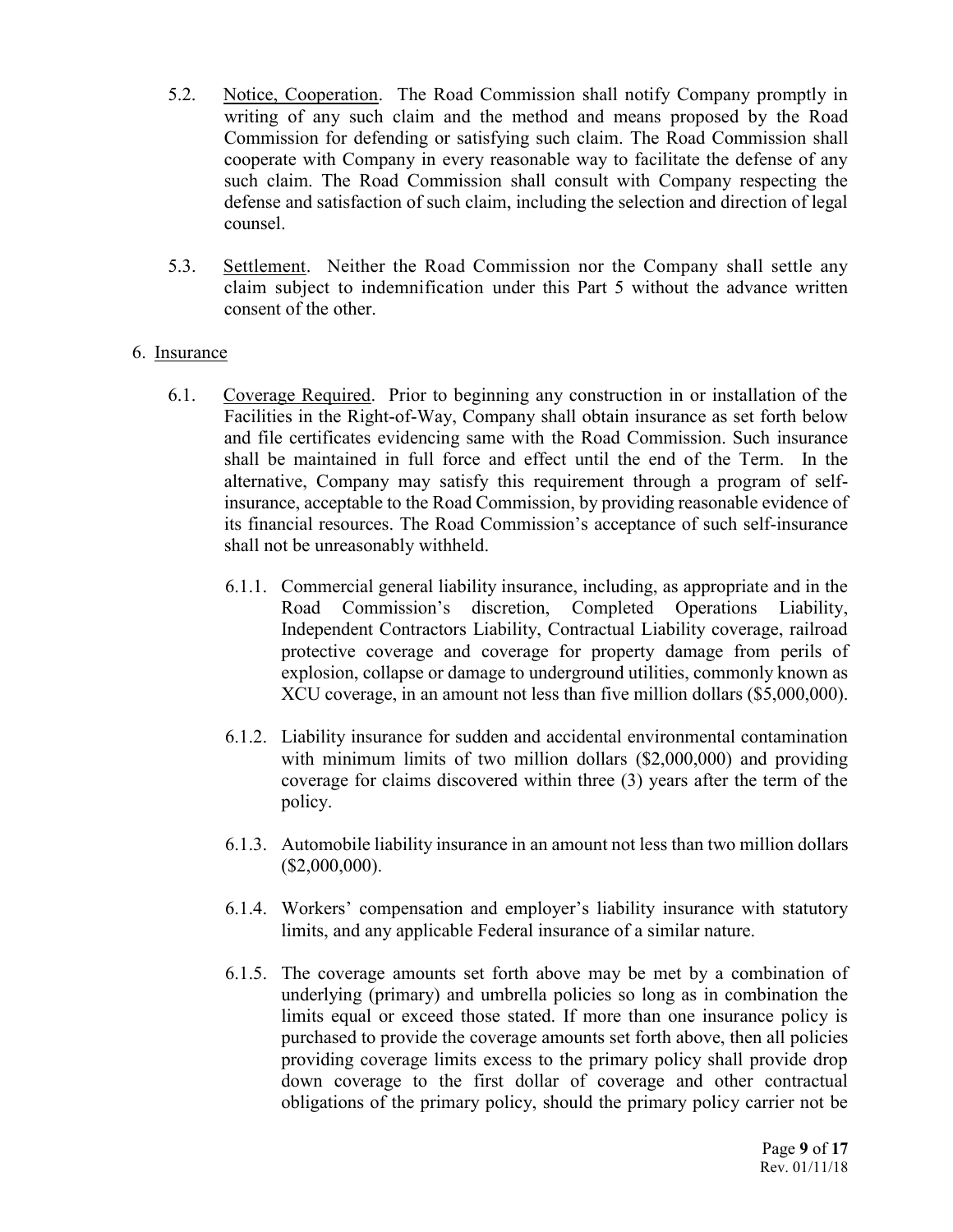5.2. Notice, Cooperation. The Road Commission shall notify Company promptly in writing of any such claim and the method and means proposed by the Road Commission for defending or satisfying such claim. The Road Commission shall cooperate with Company in every reasonable way to facilitate the defense of any such claim. The Road Commission shall consult with Company respecting the defense and satisfaction of such claim, including the selection and direction of legal counsel.

5.3. Settlement. Neither the Road Commission nor the Company shall settle any claim subject to indemnification under this Part 5 without the advance written consent of the other.

6. Insurance

6.1. Coverage Required. Prior to beginning any construction in or installation of the Facilities in the Right-of-Way, Company shall obtain insurance as set forth below and file certificates evidencing same with the Road Commission. Such insurance shall be maintained in full force and effect until the end of the Term. In the alternative, Company may satisfy this requirement through a program of self-insurance, acceptable to the Road Commission, by providing reasonable evidence of its financial resources. The Road Commission's acceptance of such self-insurance shall not be unreasonably withheld.

6.1.1. Commercial general liability insurance, including, as appropriate and in the Road Commission's discretion, Completed Operations Liability, Independent Contractors Liability, Contractual Liability coverage, railroad protective coverage and coverage for property damage from perils of explosion, collapse or damage to underground utilities, commonly known as XCU coverage, in an amount not less than five million dollars ($5,000,000).

6.1.2. Liability insurance for sudden and accidental environmental contamination with minimum limits of two million dollars ($2,000,000) and providing coverage for claims discovered within three (3) years after the term of the policy.

6.1.3. Automobile liability insurance in an amount not less than two million dollars ($2,000,000).

6.1.4. Workers' compensation and employer's liability insurance with statutory limits, and any applicable Federal insurance of a similar nature.

6.1.5. The coverage amounts set forth above may be met by a combination of underlying (primary) and umbrella policies so long as in combination the limits equal or exceed those stated. If more than one insurance policy is purchased to provide the coverage amounts set forth above, then all policies providing coverage limits excess to the primary policy shall provide drop down coverage to the first dollar of coverage and other contractual obligations of the primary policy, should the primary policy carrier not be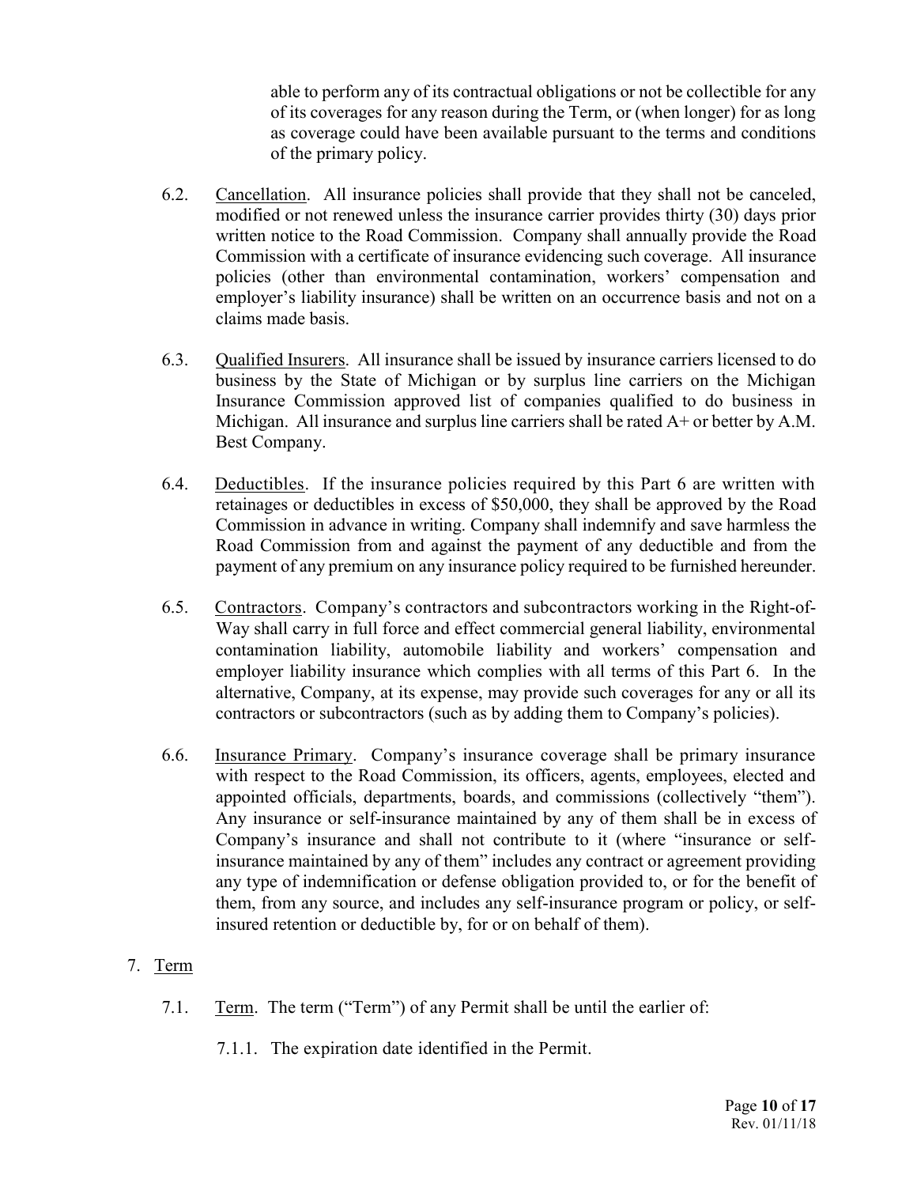able to perform any of its contractual obligations or not be collectible for any of its coverages for any reason during the Term, or (when longer) for as long as coverage could have been available pursuant to the terms and conditions of the primary policy.

6.2. <u>Cancellation</u>. All insurance policies shall provide that they shall not be canceled, modified or not renewed unless the insurance carrier provides thirty (30) days prior written notice to the Road Commission. Company shall annually provide the Road Commission with a certificate of insurance evidencing such coverage. All insurance policies (other than environmental contamination, workers' compensation and employer's liability insurance) shall be written on an occurrence basis and not on a claims made basis.

6.3. <u>Qualified Insurers</u>. All insurance shall be issued by insurance carriers licensed to do business by the State of Michigan or by surplus line carriers on the Michigan Insurance Commission approved list of companies qualified to do business in Michigan. All insurance and surplus line carriers shall be rated A+ or better by A.M. Best Company.

6.4. <u>Deductibles</u>. If the insurance policies required by this Part 6 are written with retainages or deductibles in excess of $50,000, they shall be approved by the Road Commission in advance in writing. Company shall indemnify and save harmless the Road Commission from and against the payment of any deductible and from the payment of any premium on any insurance policy required to be furnished hereunder.

6.5. <u>Contractors</u>. Company's contractors and subcontractors working in the Right-of-Way shall carry in full force and effect commercial general liability, environmental contamination liability, automobile liability and workers' compensation and employer liability insurance which complies with all terms of this Part 6. In the alternative, Company, at its expense, may provide such coverages for any or all its contractors or subcontractors (such as by adding them to Company's policies).

6.6. <u>Insurance Primary</u>. Company's insurance coverage shall be primary insurance with respect to the Road Commission, its officers, agents, employees, elected and appointed officials, departments, boards, and commissions (collectively "them"). Any insurance or self-insurance maintained by any of them shall be in excess of Company's insurance and shall not contribute to it (where "insurance or self-insurance maintained by any of them" includes any contract or agreement providing any type of indemnification or defense obligation provided to, or for the benefit of them, from any source, and includes any self-insurance program or policy, or self-insured retention or deductible by, for or on behalf of them).

7. <u>Term</u>

7.1. <u>Term</u>. The term ("Term") of any Permit shall be until the earlier of:

7.1.1. The expiration date identified in the Permit.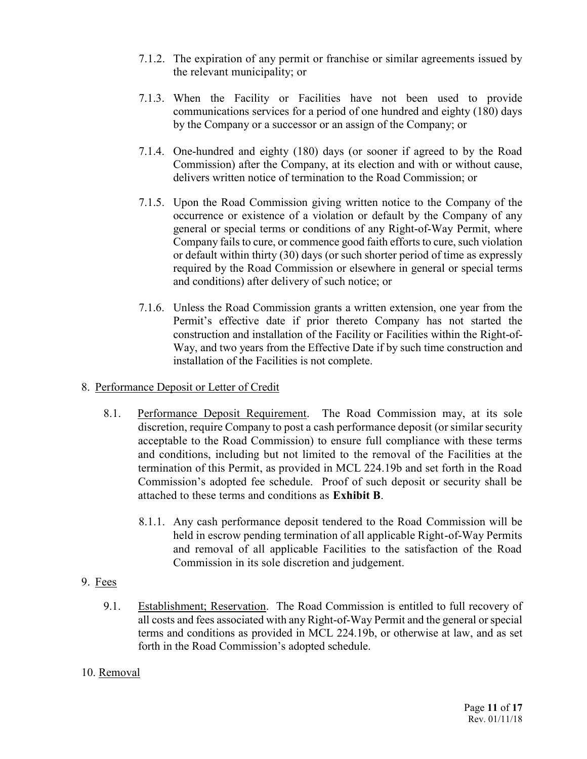7.1.2. The expiration of any permit or franchise or similar agreements issued by the relevant municipality; or

7.1.3. When the Facility or Facilities have not been used to provide communications services for a period of one hundred and eighty (180) days by the Company or a successor or an assign of the Company; or

7.1.4. One-hundred and eighty (180) days (or sooner if agreed to by the Road Commission) after the Company, at its election and with or without cause, delivers written notice of termination to the Road Commission; or

7.1.5. Upon the Road Commission giving written notice to the Company of the occurrence or existence of a violation or default by the Company of any general or special terms or conditions of any Right-of-Way Permit, where Company fails to cure, or commence good faith efforts to cure, such violation or default within thirty (30) days (or such shorter period of time as expressly required by the Road Commission or elsewhere in general or special terms and conditions) after delivery of such notice; or

7.1.6. Unless the Road Commission grants a written extension, one year from the Permit's effective date if prior thereto Company has not started the construction and installation of the Facility or Facilities within the Right-of-Way, and two years from the Effective Date if by such time construction and installation of the Facilities is not complete.

8. <u>Performance Deposit or Letter of Credit</u>

8.1. <u>Performance Deposit Requirement</u>. The Road Commission may, at its sole discretion, require Company to post a cash performance deposit (or similar security acceptable to the Road Commission) to ensure full compliance with these terms and conditions, including but not limited to the removal of the Facilities at the termination of this Permit, as provided in MCL 224.19b and set forth in the Road Commission's adopted fee schedule. Proof of such deposit or security shall be attached to these terms and conditions as **Exhibit B**.

8.1.1. Any cash performance deposit tendered to the Road Commission will be held in escrow pending termination of all applicable Right-of-Way Permits and removal of all applicable Facilities to the satisfaction of the Road Commission in its sole discretion and judgement.

9. <u>Fees</u>

9.1. <u>Establishment; Reservation</u>. The Road Commission is entitled to full recovery of all costs and fees associated with any Right-of-Way Permit and the general or special terms and conditions as provided in MCL 224.19b, or otherwise at law, and as set forth in the Road Commission's adopted schedule.

10. <u>Removal</u>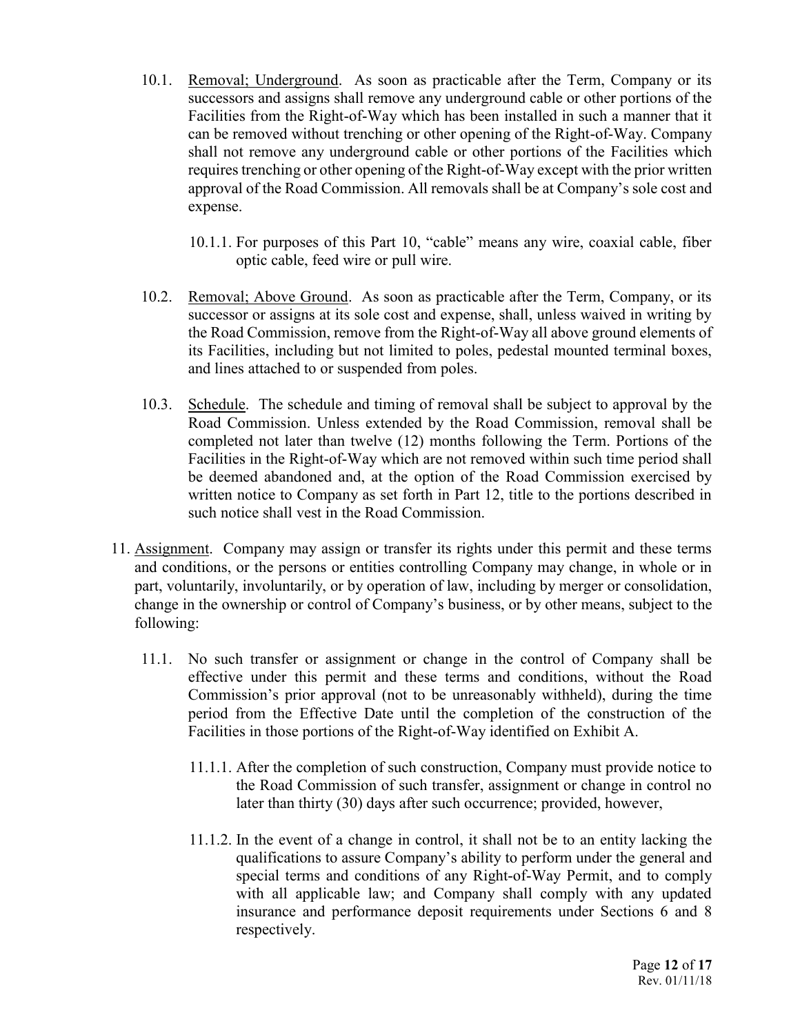10.1. Removal; Underground. As soon as practicable after the Term, Company or its successors and assigns shall remove any underground cable or other portions of the Facilities from the Right-of-Way which has been installed in such a manner that it can be removed without trenching or other opening of the Right-of-Way. Company shall not remove any underground cable or other portions of the Facilities which requires trenching or other opening of the Right-of-Way except with the prior written approval of the Road Commission. All removals shall be at Company's sole cost and expense.

10.1.1. For purposes of this Part 10, "cable" means any wire, coaxial cable, fiber optic cable, feed wire or pull wire.

10.2. Removal; Above Ground. As soon as practicable after the Term, Company, or its successor or assigns at its sole cost and expense, shall, unless waived in writing by the Road Commission, remove from the Right-of-Way all above ground elements of its Facilities, including but not limited to poles, pedestal mounted terminal boxes, and lines attached to or suspended from poles.

10.3. Schedule. The schedule and timing of removal shall be subject to approval by the Road Commission. Unless extended by the Road Commission, removal shall be completed not later than twelve (12) months following the Term. Portions of the Facilities in the Right-of-Way which are not removed within such time period shall be deemed abandoned and, at the option of the Road Commission exercised by written notice to Company as set forth in Part 12, title to the portions described in such notice shall vest in the Road Commission.

11. Assignment. Company may assign or transfer its rights under this permit and these terms and conditions, or the persons or entities controlling Company may change, in whole or in part, voluntarily, involuntarily, or by operation of law, including by merger or consolidation, change in the ownership or control of Company's business, or by other means, subject to the following:

11.1. No such transfer or assignment or change in the control of Company shall be effective under this permit and these terms and conditions, without the Road Commission's prior approval (not to be unreasonably withheld), during the time period from the Effective Date until the completion of the construction of the Facilities in those portions of the Right-of-Way identified on Exhibit A.

11.1.1. After the completion of such construction, Company must provide notice to the Road Commission of such transfer, assignment or change in control no later than thirty (30) days after such occurrence; provided, however,

11.1.2. In the event of a change in control, it shall not be to an entity lacking the qualifications to assure Company's ability to perform under the general and special terms and conditions of any Right-of-Way Permit, and to comply with all applicable law; and Company shall comply with any updated insurance and performance deposit requirements under Sections 6 and 8 respectively.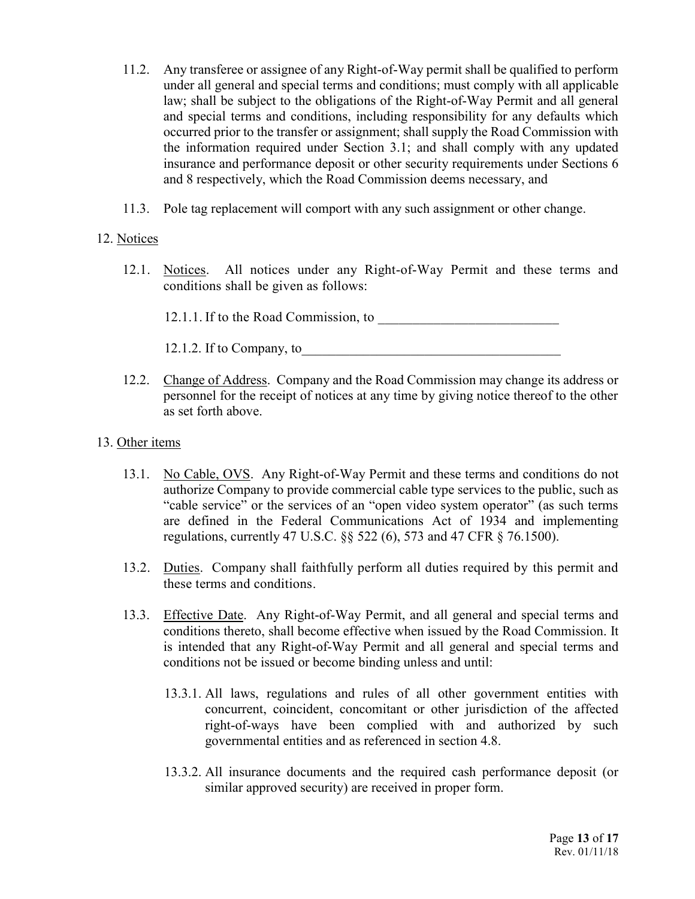11.2. Any transferee or assignee of any Right-of-Way permit shall be qualified to perform under all general and special terms and conditions; must comply with all applicable law; shall be subject to the obligations of the Right-of-Way Permit and all general and special terms and conditions, including responsibility for any defaults which occurred prior to the transfer or assignment; shall supply the Road Commission with the information required under Section 3.1; and shall comply with any updated insurance and performance deposit or other security requirements under Sections 6 and 8 respectively, which the Road Commission deems necessary, and

11.3. Pole tag replacement will comport with any such assignment or other change.

12. <u>Notices</u>

12.1. <u>Notices</u>. All notices under any Right-of-Way Permit and these terms and conditions shall be given as follows:

12.1.1. If to the Road Commission, to ___________________________

12.1.2. If to Company, to_______________________________________

12.2. <u>Change of Address</u>. Company and the Road Commission may change its address or personnel for the receipt of notices at any time by giving notice thereof to the other as set forth above.

13. <u>Other items</u>

13.1. <u>No Cable, OVS</u>. Any Right-of-Way Permit and these terms and conditions do not authorize Company to provide commercial cable type services to the public, such as "cable service" or the services of an "open video system operator" (as such terms are defined in the Federal Communications Act of 1934 and implementing regulations, currently 47 U.S.C. §§ 522 (6), 573 and 47 CFR § 76.1500).

13.2. <u>Duties</u>. Company shall faithfully perform all duties required by this permit and these terms and conditions.

13.3. <u>Effective Date</u>. Any Right-of-Way Permit, and all general and special terms and conditions thereto, shall become effective when issued by the Road Commission. It is intended that any Right-of-Way Permit and all general and special terms and conditions not be issued or become binding unless and until:

13.3.1. All laws, regulations and rules of all other government entities with concurrent, coincident, concomitant or other jurisdiction of the affected right-of-ways have been complied with and authorized by such governmental entities and as referenced in section 4.8.

13.3.2. All insurance documents and the required cash performance deposit (or similar approved security) are received in proper form.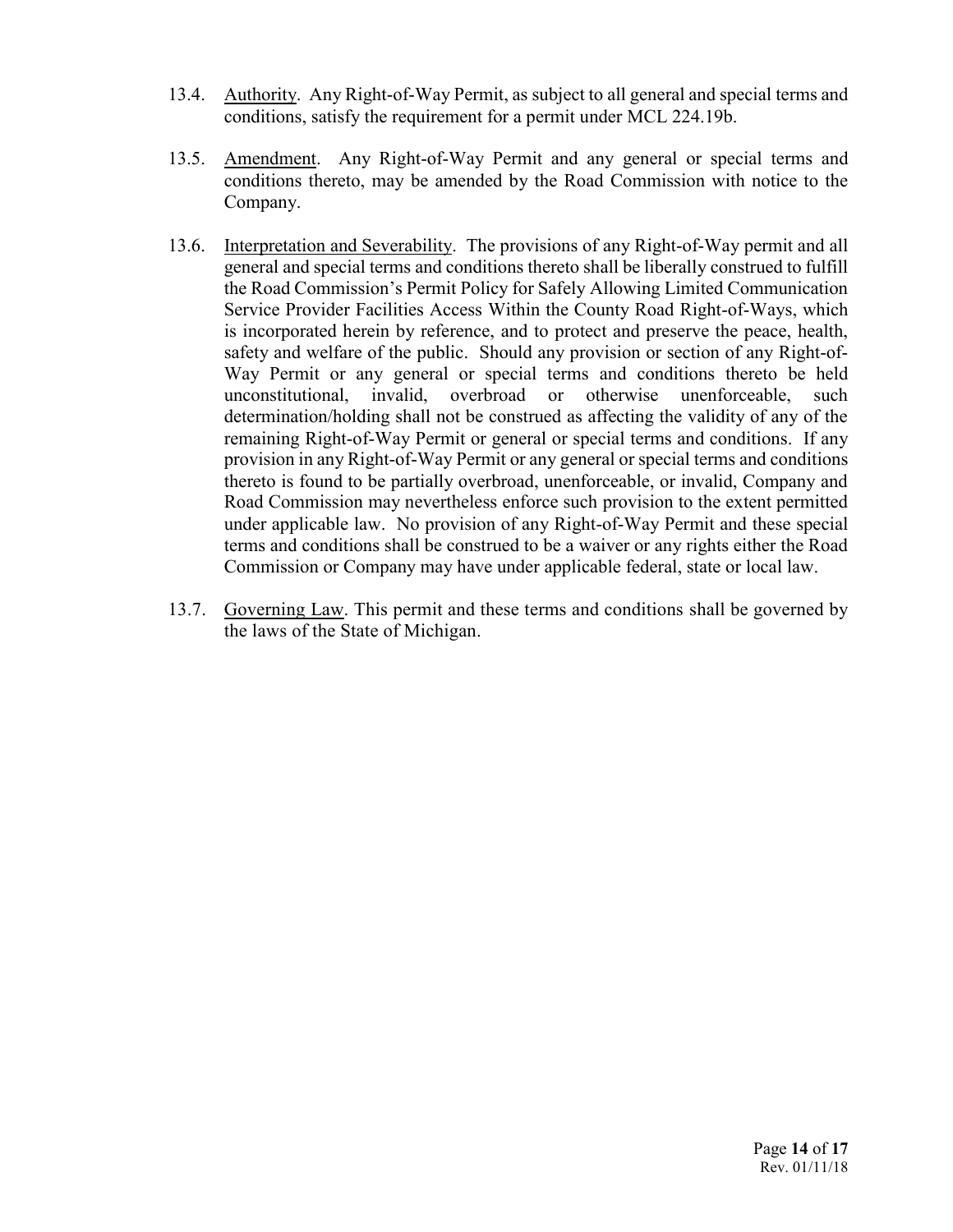13.4. Authority. Any Right-of-Way Permit, as subject to all general and special terms and conditions, satisfy the requirement for a permit under MCL 224.19b.

13.5. Amendment. Any Right-of-Way Permit and any general or special terms and conditions thereto, may be amended by the Road Commission with notice to the Company.

13.6. Interpretation and Severability. The provisions of any Right-of-Way permit and all general and special terms and conditions thereto shall be liberally construed to fulfill the Road Commission's Permit Policy for Safely Allowing Limited Communication Service Provider Facilities Access Within the County Road Right-of-Ways, which is incorporated herein by reference, and to protect and preserve the peace, health, safety and welfare of the public. Should any provision or section of any Right-of-Way Permit or any general or special terms and conditions thereto be held unconstitutional, invalid, overbroad or otherwise unenforceable, such determination/holding shall not be construed as affecting the validity of any of the remaining Right-of-Way Permit or general or special terms and conditions. If any provision in any Right-of-Way Permit or any general or special terms and conditions thereto is found to be partially overbroad, unenforceable, or invalid, Company and Road Commission may nevertheless enforce such provision to the extent permitted under applicable law. No provision of any Right-of-Way Permit and these special terms and conditions shall be construed to be a waiver or any rights either the Road Commission or Company may have under applicable federal, state or local law.

13.7. Governing Law. This permit and these terms and conditions shall be governed by the laws of the State of Michigan.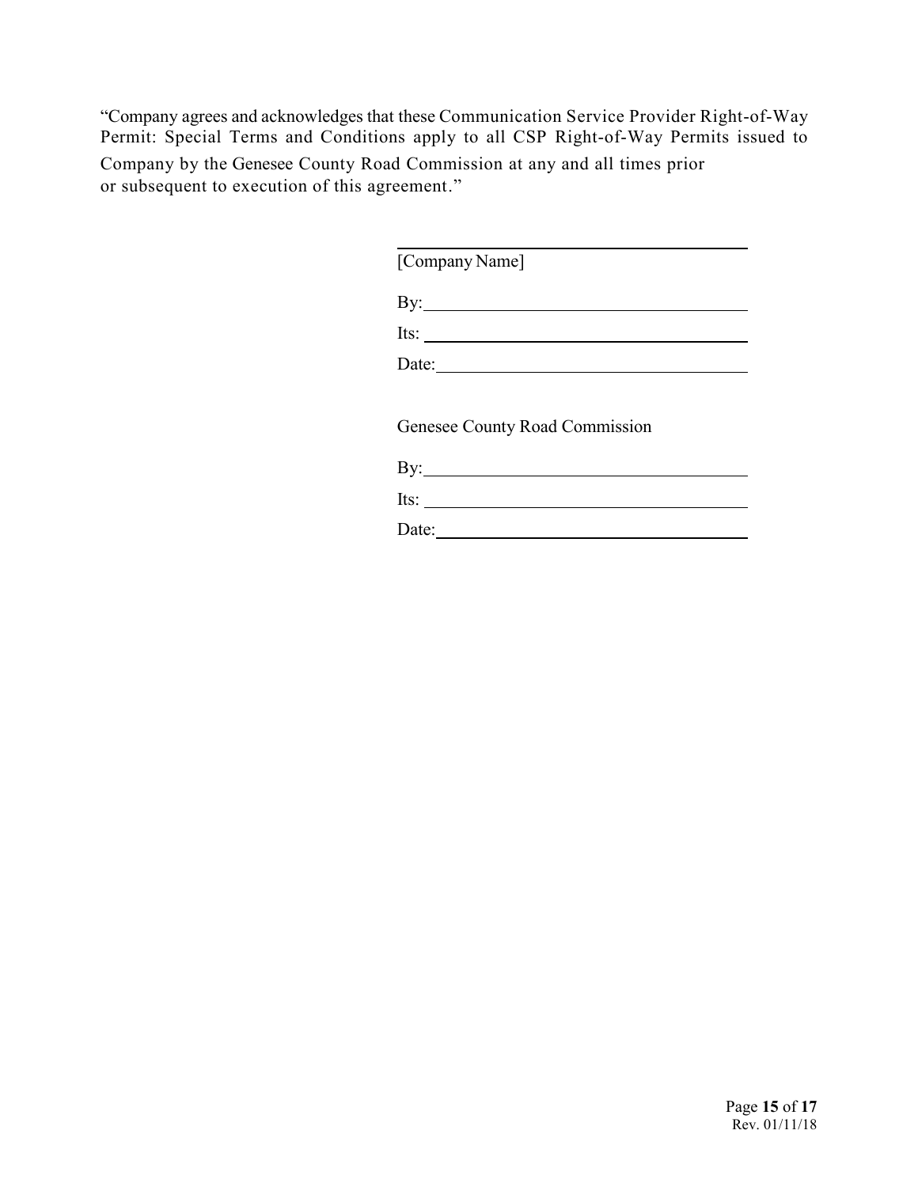"Company agrees and acknowledges that these Communication Service Provider Right-of-Way Permit: Special Terms and Conditions apply to all CSP Right-of-Way Permits issued to Company by the Genesee County Road Commission at any and all times prior or subsequent to execution of this agreement."

\_\_\_\_\_\_\_\_\_\_\_\_\_\_\_\_\_\_\_\_\_\_\_\_\_\_\_\_\_\_\_\_\_\_\_\_\_\_\_\_

[Company Name]

By: \_\_\_\_\_\_\_\_\_\_\_\_\_\_\_\_\_\_\_\_\_\_\_\_\_\_\_\_\_\_\_\_\_\_\_\_

Its: \_\_\_\_\_\_\_\_\_\_\_\_\_\_\_\_\_\_\_\_\_\_\_\_\_\_\_\_\_\_\_\_\_\_\_\_

Date: \_\_\_\_\_\_\_\_\_\_\_\_\_\_\_\_\_\_\_\_\_\_\_\_\_\_\_\_\_\_\_\_\_\_\_

Genesee County Road Commission

By: \_\_\_\_\_\_\_\_\_\_\_\_\_\_\_\_\_\_\_\_\_\_\_\_\_\_\_\_\_\_\_\_\_\_\_\_

Its: \_\_\_\_\_\_\_\_\_\_\_\_\_\_\_\_\_\_\_\_\_\_\_\_\_\_\_\_\_\_\_\_\_\_\_\_

Date: \_\_\_\_\_\_\_\_\_\_\_\_\_\_\_\_\_\_\_\_\_\_\_\_\_\_\_\_\_\_\_\_\_\_\_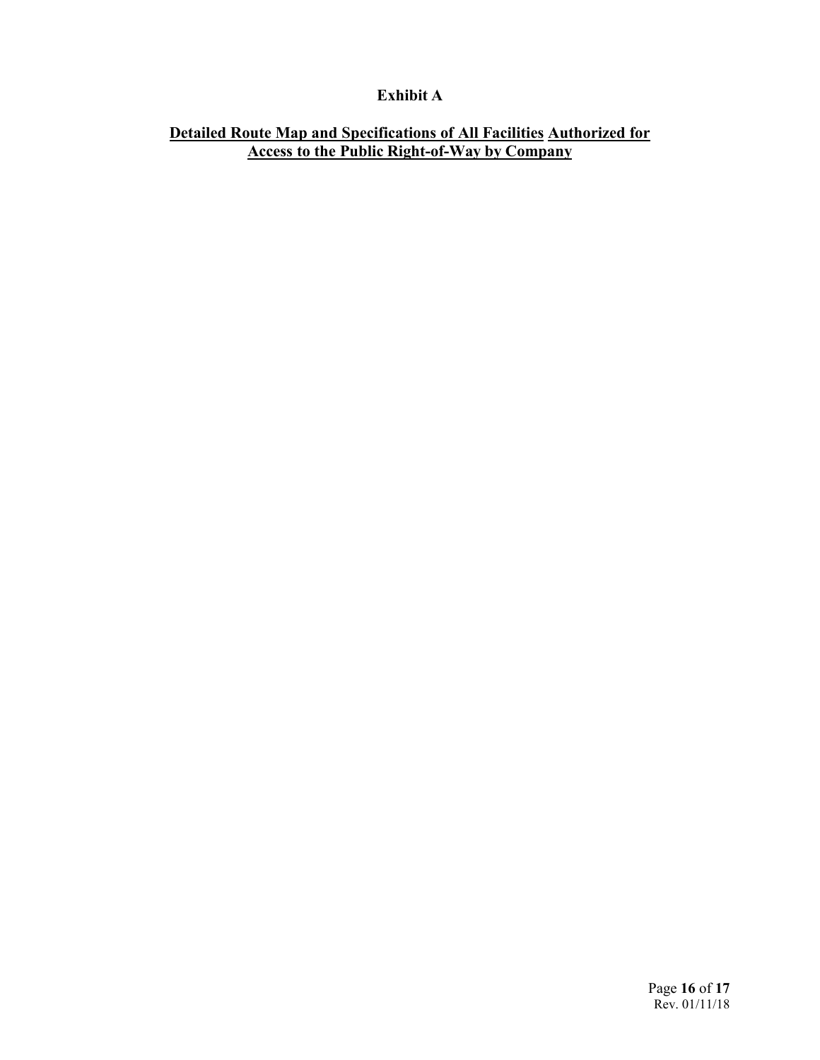**Exhibit A**

**Detailed Route Map and Specifications of All Facilities Authorized for Access to the Public Right-of-Way by Company**

Rev. 01/11/18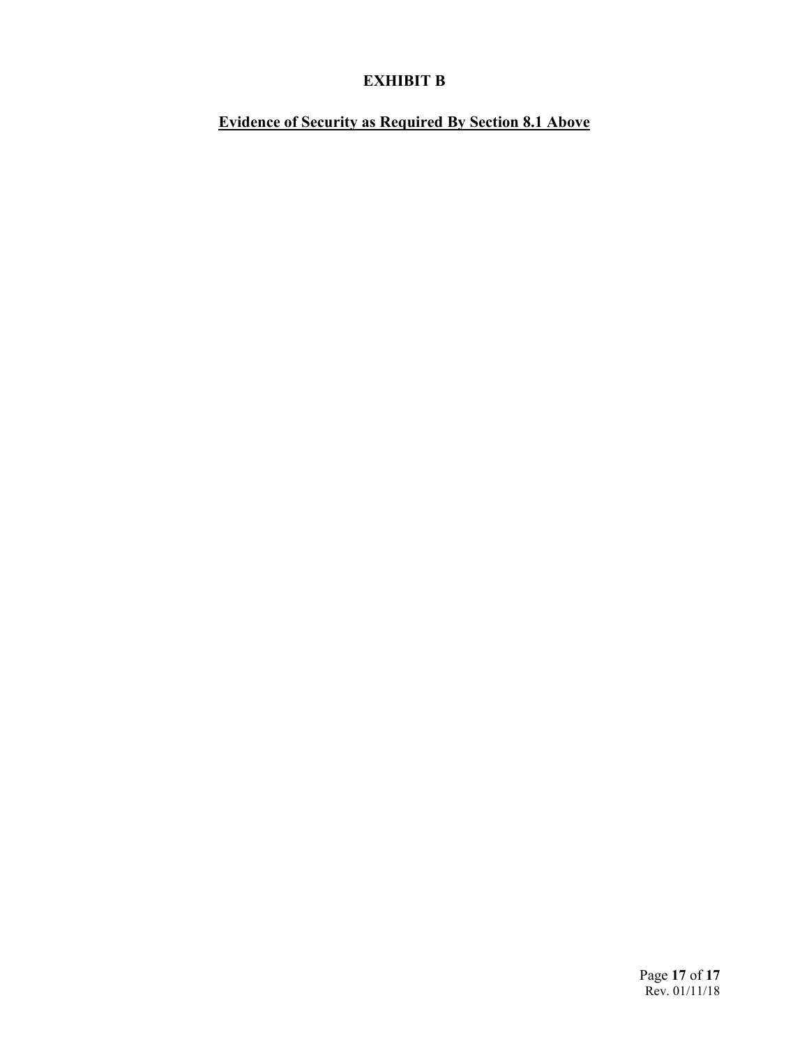# EXHIBIT B

## Evidence of Security as Required By Section 8.1 Above